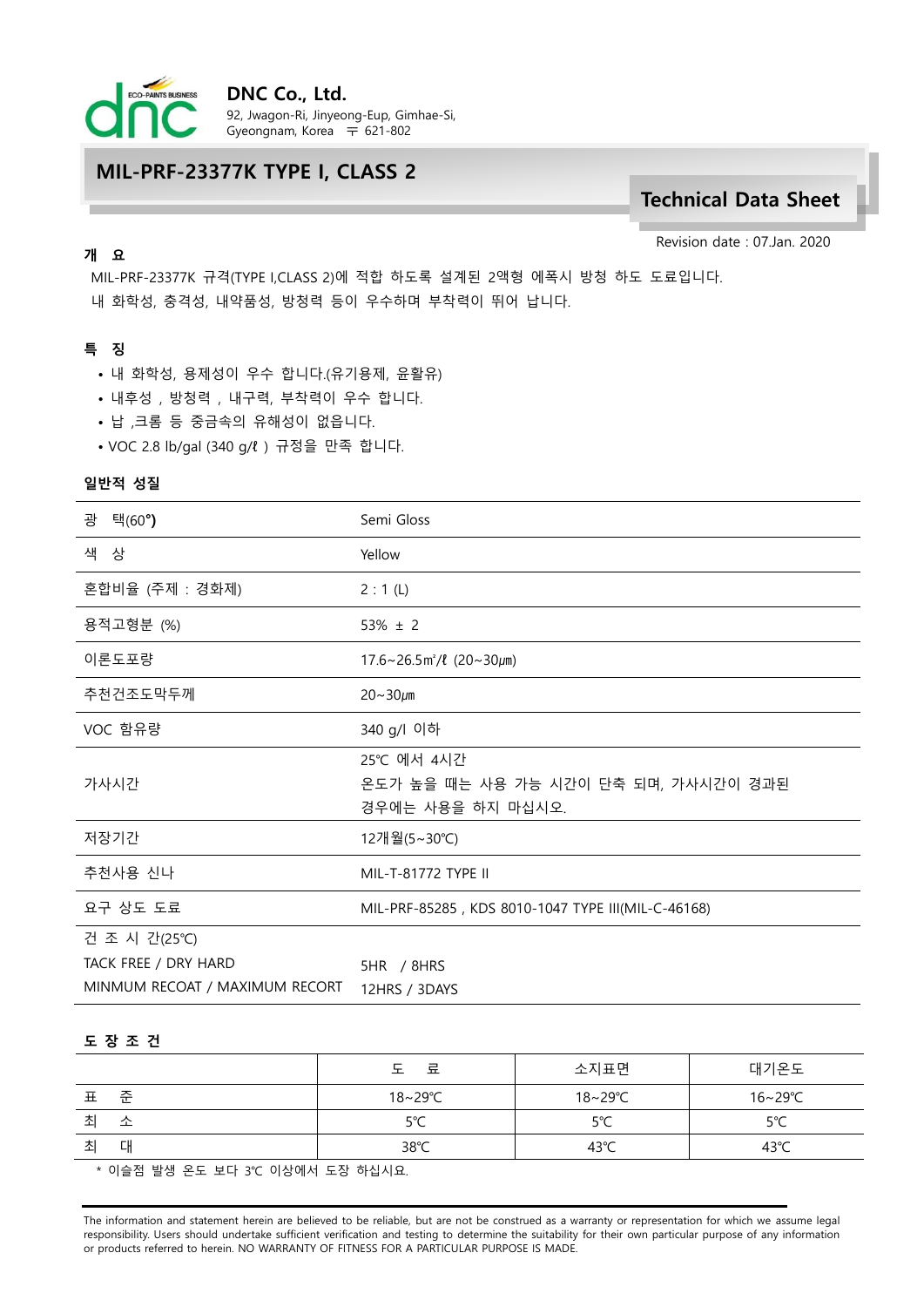**DNC Co., Ltd.**
92, Jwagon-Ri, Jinyeong-Eup, Gimhae-Si,
Gyeongnam, Korea 〒 621-802

# MIL-PRF-23377K TYPE I, CLASS 2

## Technical Data Sheet

Revision date : 07.Jan. 2020

### 개 요

MIL-PRF-23377K 규격(TYPE I,CLASS 2)에 적합 하도록 설계된 2액형 에폭시 방청 하도 도료입니다.
내 화학성, 충격성, 내약품성, 방청력 등이 우수하며 부착력이 뛰어 납니다.

### 특 징

- 내 화학성, 용제성이 우수 합니다.(유기용제, 윤활유)
- 내후성 , 방청력 , 내구력, 부착력이 우수 합니다.
- 납 ,크롬 등 중금속의 유해성이 없읍니다.
- VOC 2.8 lb/gal (340 g/ℓ ) 규정을 만족 합니다.

### 일반적 성질

| | |
|---|---|
| 광 택(60°) | Semi Gloss |
| 색 상 | Yellow |
| 혼합비율 (주제 : 경화제) | 2 : 1 (L) |
| 용적고형분 (%) | 53% ± 2 |
| 이론도포량 | 17.6~26.5㎡/ℓ (20~30㎛) |
| 추천건조도막두께 | 20~30㎛ |
| VOC 함유량 | 340 g/l 이하 |
| 가사시간 | 25℃ 에서 4시간<br>온도가 높을 때는 사용 가능 시간이 단축 되며, 가사시간이 경과된 경우에는 사용을 하지 마십시오. |
| 저장기간 | 12개월(5~30℃) |
| 추천사용 신나 | MIL-T-81772 TYPE II |
| 요구 상도 도료 | MIL-PRF-85285 , KDS 8010-1047 TYPE III(MIL-C-46168) |
| 건 조 시 간(25℃)<br>TACK FREE / DRY HARD<br>MINMUM RECOAT / MAXIMUM RECORT | <br>5HR / 8HRS<br>12HRS / 3DAYS |

### 도 장 조 건

| | 도 료 | 소지표면 | 대기온도 |
|---|---|---|---|
| 표 준 | 18~29℃ | 18~29℃ | 16~29℃ |
| 최 소 | 5℃ | 5℃ | 5℃ |
| 최 대 | 38℃ | 43℃ | 43℃ |

* 이슬점 발생 온도 보다 3℃ 이상에서 도장 하십시요.

The information and statement herein are believed to be reliable, but are not be construed as a warranty or representation for which we assume legal responsibility. Users should undertake sufficient verification and testing to determine the suitability for their own particular purpose of any information or products referred to herein. NO WARRANTY OF FITNESS FOR A PARTICULAR PURPOSE IS MADE.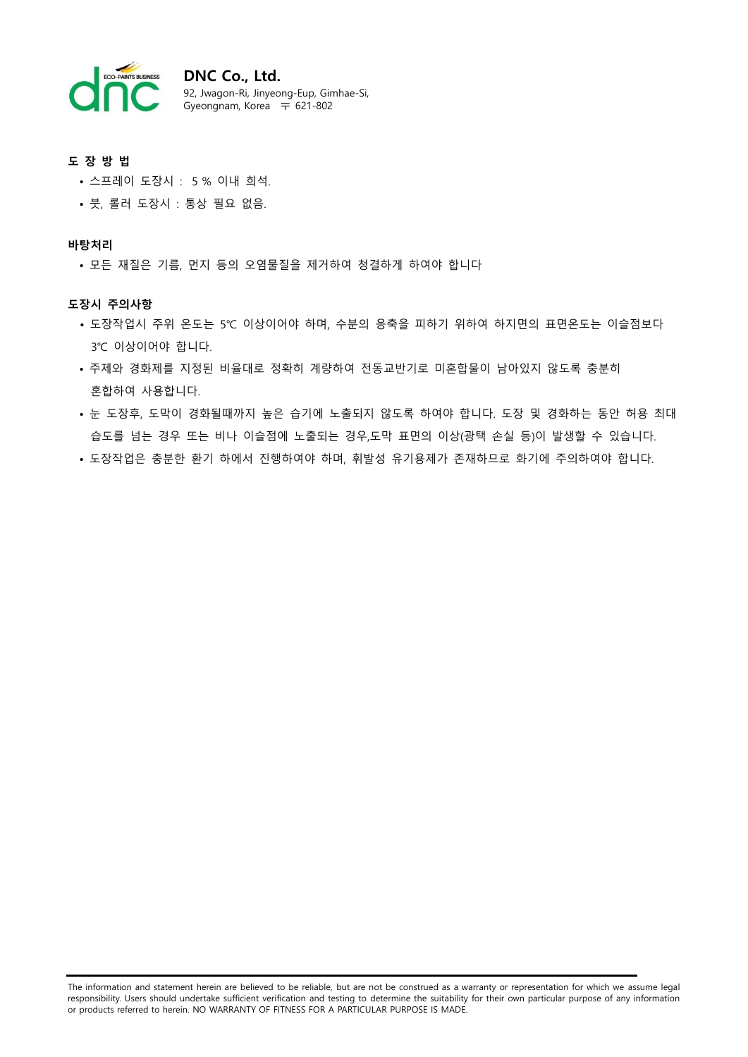**DNC Co., Ltd.**
92, Jwagon-Ri, Jinyeong-Eup, Gimhae-Si,
Gyeongnam, Korea 〒 621-802

### 도 장 방 법

- 스프레이 도장시 : 5 % 이내 희석.
- 붓, 롤러 도장시 : 통상 필요 없음.

### 바탕처리

- 모든 재질은 기름, 먼지 등의 오염물질을 제거하여 청결하게 하여야 합니다

### 도장시 주의사항

- 도장작업시 주위 온도는 5℃ 이상이어야 하며, 수분의 응축을 피하기 위하여 하지면의 표면온도는 이슬점보다 3℃ 이상이어야 합니다.
- 주제와 경화제를 지정된 비율대로 정확히 계량하여 전동교반기로 미혼합물이 남아있지 않도록 충분히 혼합하여 사용합니다.
- 눈 도장후, 도막이 경화될때까지 높은 습기에 노출되지 않도록 하여야 합니다. 도장 및 경화하는 동안 허용 최대 습도를 넘는 경우 또는 비나 이슬점에 노출되는 경우,도막 표면의 이상(광택 손실 등)이 발생할 수 있습니다.
- 도장작업은 충분한 환기 하에서 진행하여야 하며, 휘발성 유기용제가 존재하므로 화기에 주의하여야 합니다.

The information and statement herein are believed to be reliable, but are not be construed as a warranty or representation for which we assume legal responsibility. Users should undertake sufficient verification and testing to determine the suitability for their own particular purpose of any information or products referred to herein. NO WARRANTY OF FITNESS FOR A PARTICULAR PURPOSE IS MADE.